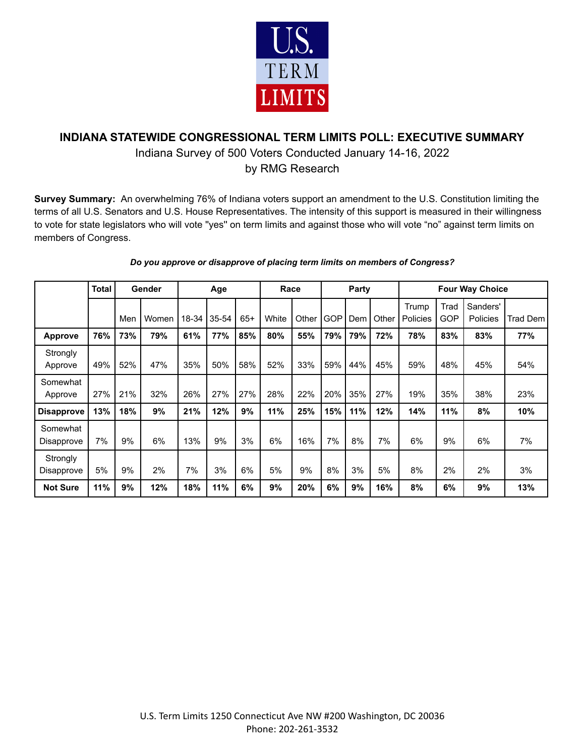U.S. TERM LIMITS

# INDIANA STATEWIDE CONGRESSIONAL TERM LIMITS POLL: EXECUTIVE SUMMARY

Indiana Survey of 500 Voters Conducted January 14-16, 2022

by RMG Research

**Survey Summary:** An overwhelming 76% of Indiana voters support an amendment to the U.S. Constitution limiting the terms of all U.S. Senators and U.S. House Representatives. The intensity of this support is measured in their willingness to vote for state legislators who will vote "yes" on term limits and against those who will vote "no" against term limits on members of Congress.

***Do you approve or disapprove of placing term limits on members of Congress?***

| | Total | Gender | | Age | | | Race | | Party | | | Four Way Choice | | | |
|---|---|---|---|---|---|---|---|---|---|---|---|---|---|---|---|
| | | Men | Women | 18-34 | 35-54 | 65+ | White | Other | GOP | Dem | Other | Trump Policies | Trad GOP | Sanders' Policies | Trad Dem |
| **Approve** | **76%** | **73%** | **79%** | **61%** | **77%** | **85%** | **80%** | **55%** | **79%** | **79%** | **72%** | **78%** | **83%** | **83%** | **77%** |
| Strongly Approve | 49% | 52% | 47% | 35% | 50% | 58% | 52% | 33% | 59% | 44% | 45% | 59% | 48% | 45% | 54% |
| Somewhat Approve | 27% | 21% | 32% | 26% | 27% | 27% | 28% | 22% | 20% | 35% | 27% | 19% | 35% | 38% | 23% |
| **Disapprove** | **13%** | **18%** | **9%** | **21%** | **12%** | **9%** | **11%** | **25%** | **15%** | **11%** | **12%** | **14%** | **11%** | **8%** | **10%** |
| Somewhat Disapprove | 7% | 9% | 6% | 13% | 9% | 3% | 6% | 16% | 7% | 8% | 7% | 6% | 9% | 6% | 7% |
| Strongly Disapprove | 5% | 9% | 2% | 7% | 3% | 6% | 5% | 9% | 8% | 3% | 5% | 8% | 2% | 2% | 3% |
| **Not Sure** | **11%** | **9%** | **12%** | **18%** | **11%** | **6%** | **9%** | **20%** | **6%** | **9%** | **16%** | **8%** | **6%** | **9%** | **13%** |

U.S. Term Limits 1250 Connecticut Ave NW #200 Washington, DC 20036
Phone: 202-261-3532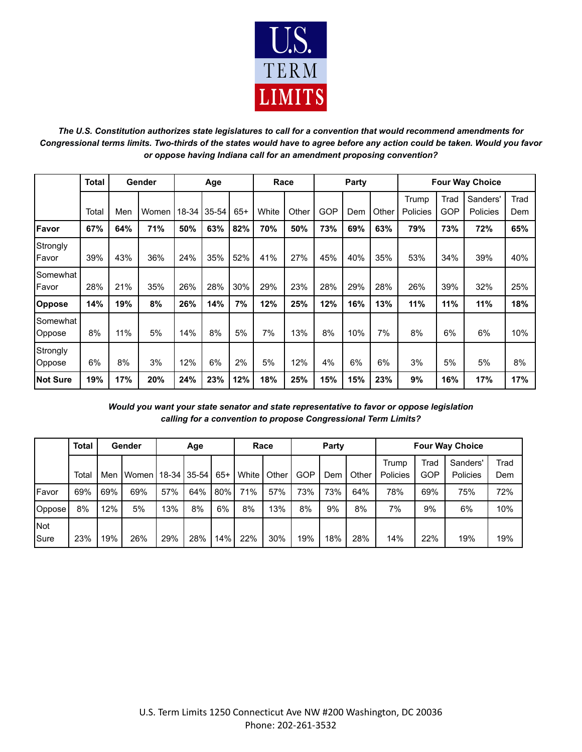U.S. TERM LIMITS

***The U.S. Constitution authorizes state legislatures to call for a convention that would recommend amendments for Congressional terms limits. Two-thirds of the states would have to agree before any action could be taken. Would you favor or oppose having Indiana call for an amendment proposing convention?***

| | Total | Gender | | Age | | | Race | | Party | | | Four Way Choice | | | |
|---|---|---|---|---|---|---|---|---|---|---|---|---|---|---|---|
| | Total | Men | Women | 18-34 | 35-54 | 65+ | White | Other | GOP | Dem | Other | Trump Policies | Trad GOP | Sanders' Policies | Trad Dem |
| **Favor** | **67%** | **64%** | **71%** | **50%** | **63%** | **82%** | **70%** | **50%** | **73%** | **69%** | **63%** | **79%** | **73%** | **72%** | **65%** |
| Strongly Favor | 39% | 43% | 36% | 24% | 35% | 52% | 41% | 27% | 45% | 40% | 35% | 53% | 34% | 39% | 40% |
| Somewhat Favor | 28% | 21% | 35% | 26% | 28% | 30% | 29% | 23% | 28% | 29% | 28% | 26% | 39% | 32% | 25% |
| **Oppose** | **14%** | **19%** | **8%** | **26%** | **14%** | **7%** | **12%** | **25%** | **12%** | **16%** | **13%** | **11%** | **11%** | **11%** | **18%** |
| Somewhat Oppose | 8% | 11% | 5% | 14% | 8% | 5% | 7% | 13% | 8% | 10% | 7% | 8% | 6% | 6% | 10% |
| Strongly Oppose | 6% | 8% | 3% | 12% | 6% | 2% | 5% | 12% | 4% | 6% | 6% | 3% | 5% | 5% | 8% |
| **Not Sure** | **19%** | **17%** | **20%** | **24%** | **23%** | **12%** | **18%** | **25%** | **15%** | **15%** | **23%** | **9%** | **16%** | **17%** | **17%** |

***Would you want your state senator and state representative to favor or oppose legislation calling for a convention to propose Congressional Term Limits?***

| | Total | Gender | | Age | | | Race | | Party | | | Four Way Choice | | | |
|---|---|---|---|---|---|---|---|---|---|---|---|---|---|---|---|
| | Total | Men | Women | 18-34 | 35-54 | 65+ | White | Other | GOP | Dem | Other | Trump Policies | Trad GOP | Sanders' Policies | Trad Dem |
| Favor | 69% | 69% | 69% | 57% | 64% | 80% | 71% | 57% | 73% | 73% | 64% | 78% | 69% | 75% | 72% |
| Oppose | 8% | 12% | 5% | 13% | 8% | 6% | 8% | 13% | 8% | 9% | 8% | 7% | 9% | 6% | 10% |
| Not Sure | 23% | 19% | 26% | 29% | 28% | 14% | 22% | 30% | 19% | 18% | 28% | 14% | 22% | 19% | 19% |

U.S. Term Limits 1250 Connecticut Ave NW #200 Washington, DC 20036
Phone: 202-261-3532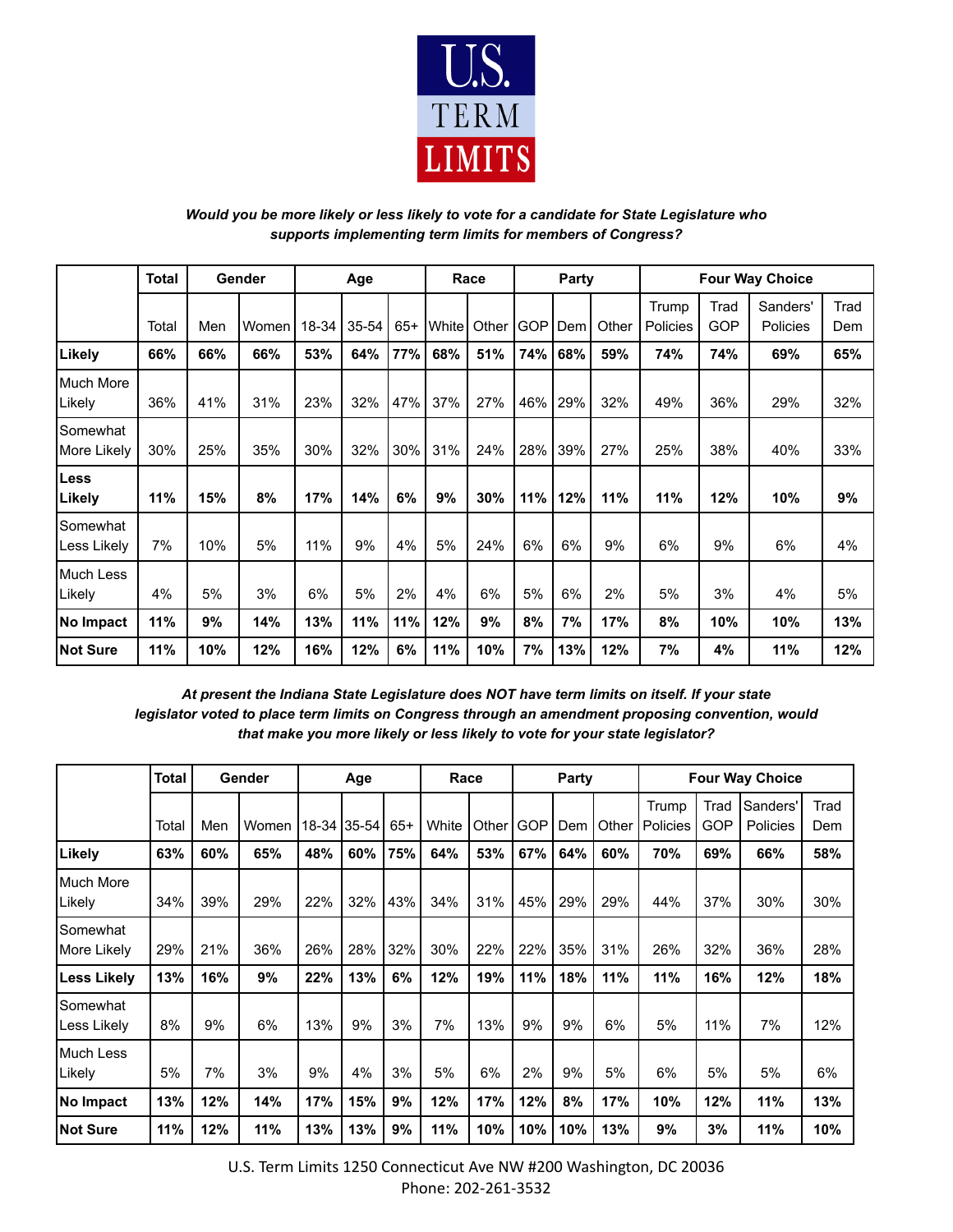U.S. TERM LIMITS

***Would you be more likely or less likely to vote for a candidate for State Legislature who supports implementing term limits for members of Congress?***

| | Total | Gender | | Age | | | Race | | Party | | | Four Way Choice | | | |
|---|---|---|---|---|---|---|---|---|---|---|---|---|---|---|---|
| | Total | Men | Women | 18-34 | 35-54 | 65+ | White | Other | GOP | Dem | Other | Trump Policies | Trad GOP | Sanders' Policies | Trad Dem |
| **Likely** | **66%** | **66%** | **66%** | **53%** | **64%** | **77%** | **68%** | **51%** | **74%** | **68%** | **59%** | **74%** | **74%** | **69%** | **65%** |
| Much More Likely | 36% | 41% | 31% | 23% | 32% | 47% | 37% | 27% | 46% | 29% | 32% | 49% | 36% | 29% | 32% |
| Somewhat More Likely | 30% | 25% | 35% | 30% | 32% | 30% | 31% | 24% | 28% | 39% | 27% | 25% | 38% | 40% | 33% |
| **Less Likely** | **11%** | **15%** | **8%** | **17%** | **14%** | **6%** | **9%** | **30%** | **11%** | **12%** | **11%** | **11%** | **12%** | **10%** | **9%** |
| Somewhat Less Likely | 7% | 10% | 5% | 11% | 9% | 4% | 5% | 24% | 6% | 6% | 9% | 6% | 9% | 6% | 4% |
| Much Less Likely | 4% | 5% | 3% | 6% | 5% | 2% | 4% | 6% | 5% | 6% | 2% | 5% | 3% | 4% | 5% |
| **No Impact** | **11%** | **9%** | **14%** | **13%** | **11%** | **11%** | **12%** | **9%** | **8%** | **7%** | **17%** | **8%** | **10%** | **10%** | **13%** |
| **Not Sure** | **11%** | **10%** | **12%** | **16%** | **12%** | **6%** | **11%** | **10%** | **7%** | **13%** | **12%** | **7%** | **4%** | **11%** | **12%** |

***At present the Indiana State Legislature does NOT have term limits on itself. If your state legislator voted to place term limits on Congress through an amendment proposing convention, would that make you more likely or less likely to vote for your state legislator?***

| | Total | Gender | | Age | | | Race | | Party | | | Four Way Choice | | | |
|---|---|---|---|---|---|---|---|---|---|---|---|---|---|---|---|
| | Total | Men | Women | 18-34 | 35-54 | 65+ | White | Other | GOP | Dem | Other | Trump Policies | Trad GOP | Sanders' Policies | Trad Dem |
| **Likely** | **63%** | **60%** | **65%** | **48%** | **60%** | **75%** | **64%** | **53%** | **67%** | **64%** | **60%** | **70%** | **69%** | **66%** | **58%** |
| Much More Likely | 34% | 39% | 29% | 22% | 32% | 43% | 34% | 31% | 45% | 29% | 29% | 44% | 37% | 30% | 30% |
| Somewhat More Likely | 29% | 21% | 36% | 26% | 28% | 32% | 30% | 22% | 22% | 35% | 31% | 26% | 32% | 36% | 28% |
| **Less Likely** | **13%** | **16%** | **9%** | **22%** | **13%** | **6%** | **12%** | **19%** | **11%** | **18%** | **11%** | **11%** | **16%** | **12%** | **18%** |
| Somewhat Less Likely | 8% | 9% | 6% | 13% | 9% | 3% | 7% | 13% | 9% | 9% | 6% | 5% | 11% | 7% | 12% |
| Much Less Likely | 5% | 7% | 3% | 9% | 4% | 3% | 5% | 6% | 2% | 9% | 5% | 6% | 5% | 5% | 6% |
| **No Impact** | **13%** | **12%** | **14%** | **17%** | **15%** | **9%** | **12%** | **17%** | **12%** | **8%** | **17%** | **10%** | **12%** | **11%** | **13%** |
| **Not Sure** | **11%** | **12%** | **11%** | **13%** | **13%** | **9%** | **11%** | **10%** | **10%** | **10%** | **13%** | **9%** | **3%** | **11%** | **10%** |

U.S. Term Limits 1250 Connecticut Ave NW #200 Washington, DC 20036
Phone: 202-261-3532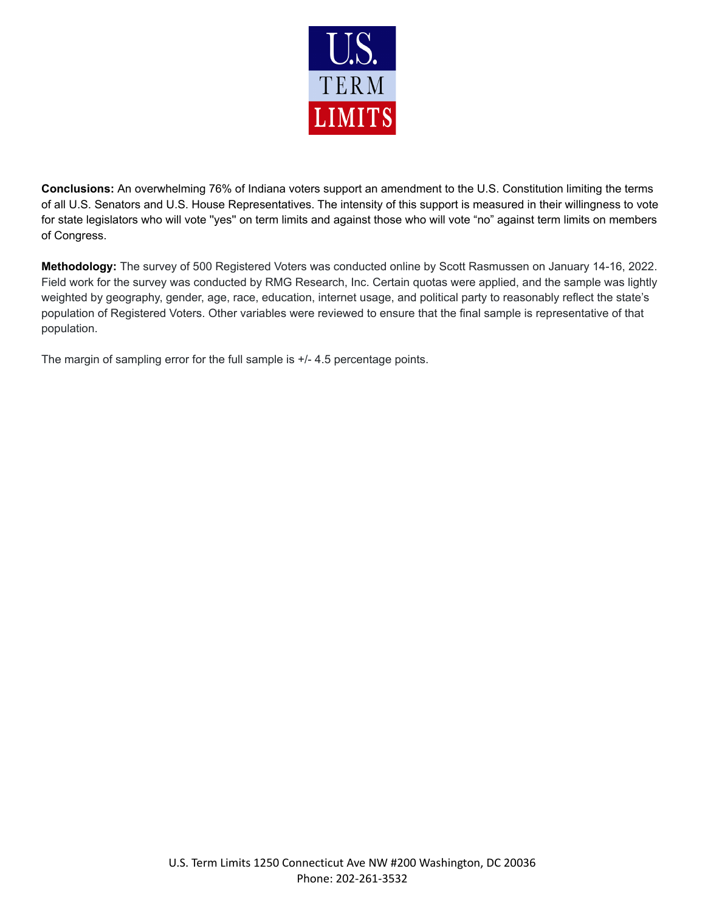U.S. TERM LIMITS

**Conclusions:** An overwhelming 76% of Indiana voters support an amendment to the U.S. Constitution limiting the terms of all U.S. Senators and U.S. House Representatives. The intensity of this support is measured in their willingness to vote for state legislators who will vote "yes" on term limits and against those who will vote "no" against term limits on members of Congress.

**Methodology:** The survey of 500 Registered Voters was conducted online by Scott Rasmussen on January 14-16, 2022. Field work for the survey was conducted by RMG Research, Inc. Certain quotas were applied, and the sample was lightly weighted by geography, gender, age, race, education, internet usage, and political party to reasonably reflect the state's population of Registered Voters. Other variables were reviewed to ensure that the final sample is representative of that population.

The margin of sampling error for the full sample is +/- 4.5 percentage points.

U.S. Term Limits 1250 Connecticut Ave NW #200 Washington, DC 20036
Phone: 202-261-3532